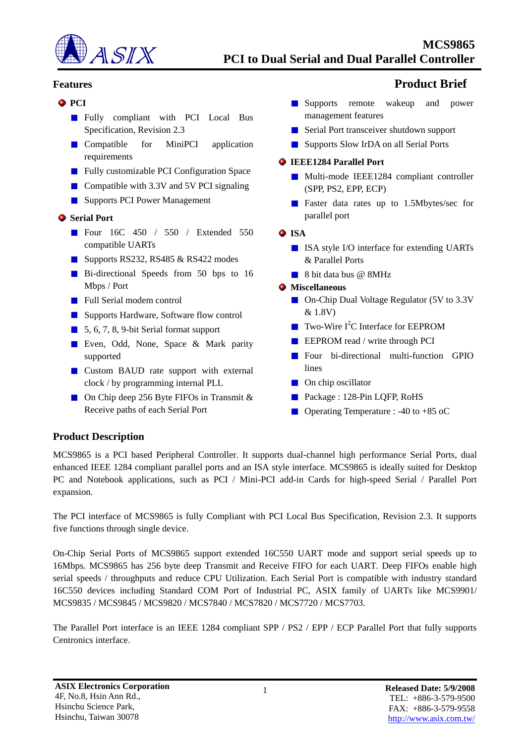# MCS9865
# PCI to Dual Serial and Dual Parallel Controller

## Features

**Product Brief**

- **PCI**
  - Fully compliant with PCI Local Bus Specification, Revision 2.3
  - Compatible for MiniPCI application requirements
  - Fully customizable PCI Configuration Space
  - Compatible with 3.3V and 5V PCI signaling
  - Supports PCI Power Management
- **Serial Port**
  - Four 16C 450 / 550 / Extended 550 compatible UARTs
  - Supports RS232, RS485 & RS422 modes
  - Bi-directional Speeds from 50 bps to 16 Mbps / Port
  - Full Serial modem control
  - Supports Hardware, Software flow control
  - 5, 6, 7, 8, 9-bit Serial format support
  - Even, Odd, None, Space & Mark parity supported
  - Custom BAUD rate support with external clock / by programming internal PLL
  - On Chip deep 256 Byte FIFOs in Transmit & Receive paths of each Serial Port
  - Supports remote wakeup and power management features
  - Serial Port transceiver shutdown support
  - Supports Slow IrDA on all Serial Ports
- **IEEE1284 Parallel Port**
  - Multi-mode IEEE1284 compliant controller (SPP, PS2, EPP, ECP)
  - Faster data rates up to 1.5Mbytes/sec for parallel port
- **ISA**
  - ISA style I/O interface for extending UARTs & Parallel Ports
  - 8 bit data bus @ 8MHz
- **Miscellaneous**
  - On-Chip Dual Voltage Regulator (5V to 3.3V & 1.8V)
  - Two-Wire $I^2C$ Interface for EEPROM
  - EEPROM read / write through PCI
  - Four bi-directional multi-function GPIO lines
  - On chip oscillator
  - Package : 128-Pin LQFP, RoHS
  - Operating Temperature : -40 to +85 oC

## Product Description

MCS9865 is a PCI based Peripheral Controller. It supports dual-channel high performance Serial Ports, dual enhanced IEEE 1284 compliant parallel ports and an ISA style interface. MCS9865 is ideally suited for Desktop PC and Notebook applications, such as PCI / Mini-PCI add-in Cards for high-speed Serial / Parallel Port expansion.

The PCI interface of MCS9865 is fully Compliant with PCI Local Bus Specification, Revision 2.3. It supports five functions through single device.

On-Chip Serial Ports of MCS9865 support extended 16C550 UART mode and support serial speeds up to 16Mbps. MCS9865 has 256 byte deep Transmit and Receive FIFO for each UART. Deep FIFOs enable high serial speeds / throughputs and reduce CPU Utilization. Each Serial Port is compatible with industry standard 16C550 devices including Standard COM Port of Industrial PC, ASIX family of UARTs like MCS9901/ MCS9835 / MCS9845 / MCS9820 / MCS7840 / MCS7820 / MCS7720 / MCS7703.

The Parallel Port interface is an IEEE 1284 compliant SPP / PS2 / EPP / ECP Parallel Port that fully supports Centronics interface.

**ASIX Electronics Corporation**
4F, No.8, Hsin Ann Rd.,
Hsinchu Science Park,
Hsinchu, Taiwan 30078

**Released Date: 5/9/2008**
TEL: +886-3-579-9500
FAX: +886-3-579-9558
http://www.asix.com.tw/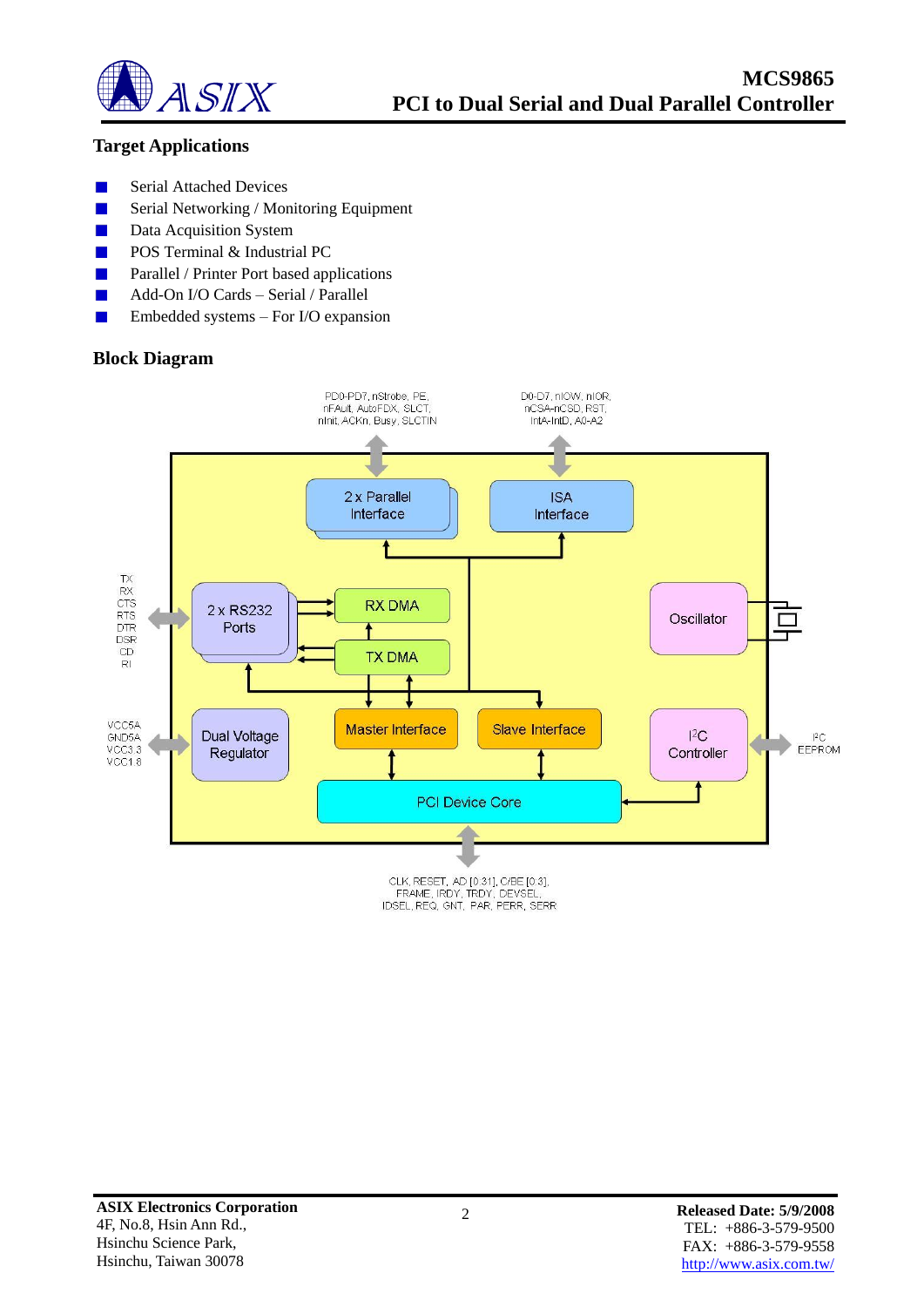## Target Applications

- Serial Attached Devices
- Serial Networking / Monitoring Equipment
- Data Acquisition System
- POS Terminal & Industrial PC
- Parallel / Printer Port based applications
- Add-On I/O Cards – Serial / Parallel
- Embedded systems – For I/O expansion

## Block Diagram

PD0-PD7, nStrobe, PE, nFAult, AutoFDX, SLCT, nInit, ACKn, Busy, SLCTIN

D0-D7, nIOW, nIOR, nCSA-nCSD, RST, IntA-IntD, A0-A2

2 x Parallel Interface

ISA Interface

TX RX CTS RTS DTR DSR CD RI

2 x RS232 Ports

RX DMA

TX DMA

Oscillator

VCC5A GND5A VCC3.3 VCC1.8

Dual Voltage Regulator

Master Interface

Slave Interface

I²C Controller

I²C EEPROM

PCI Device Core

CLK, RESET, AD [0:31], C/BE [0:3], FRAME, IRDY, TRDY, DEVSEL, IDSEL, REQ, GNT, PAR, PERR, SERR

**ASIX Electronics Corporation**
4F, No.8, Hsin Ann Rd.,
Hsinchu Science Park,
Hsinchu, Taiwan 30078

**Released Date: 5/9/2008**
TEL: +886-3-579-9500
FAX: +886-3-579-9558
http://www.asix.com.tw/